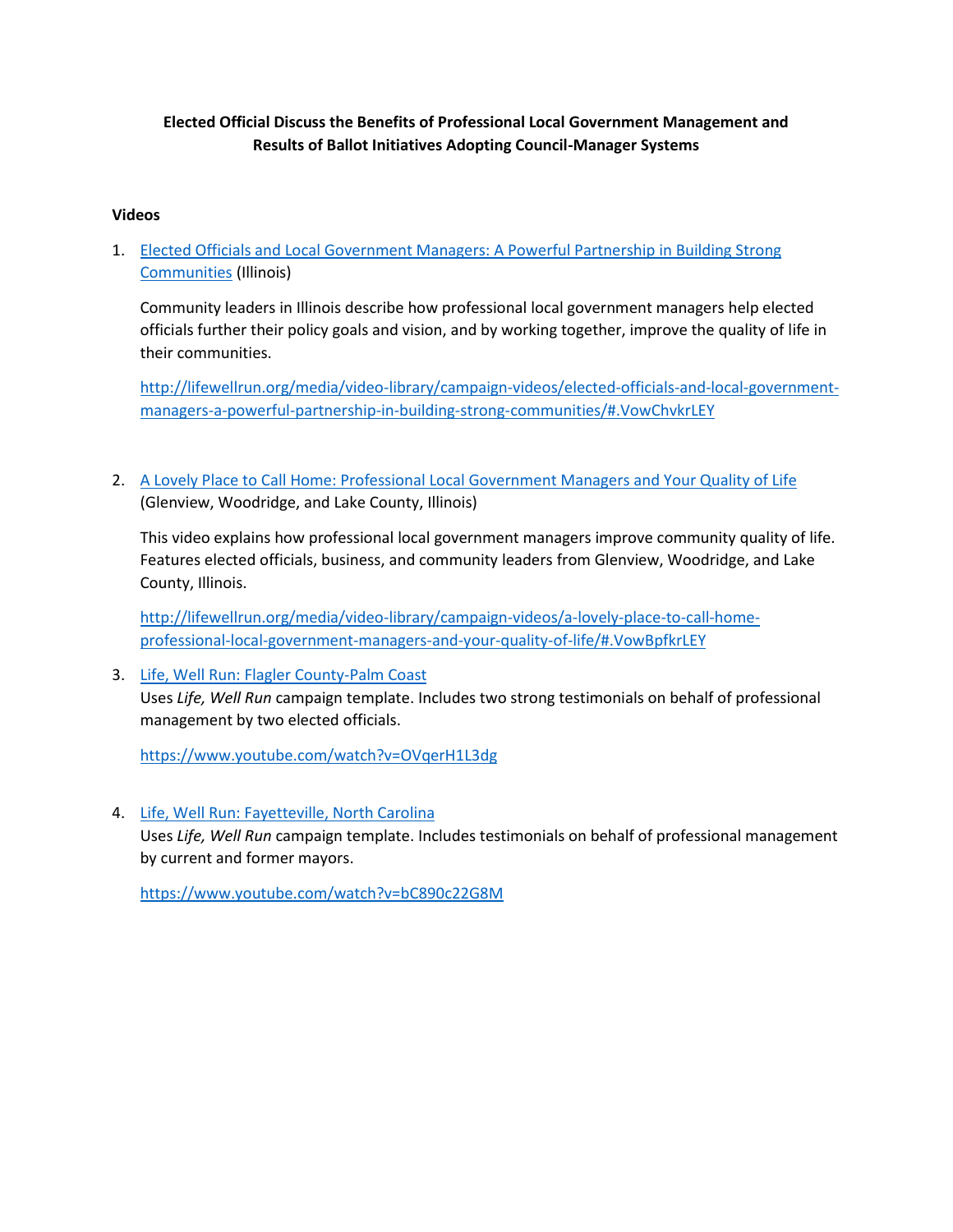# Elected Official Discuss the Benefits of Professional Local Government Management and Results of Ballot Initiatives Adopting Council-Manager Systems

## Videos

1. [Elected Officials and Local Government Managers: A Powerful Partnership in Building Strong Communities](http://lifewellrun.org/media/video-library/campaign-videos/elected-officials-and-local-government-managers-a-powerful-partnership-in-building-strong-communities/#.VowChvkrLEY) (Illinois)

   Community leaders in Illinois describe how professional local government managers help elected officials further their policy goals and vision, and by working together, improve the quality of life in their communities.

   http://lifewellrun.org/media/video-library/campaign-videos/elected-officials-and-local-government-managers-a-powerful-partnership-in-building-strong-communities/#.VowChvkrLEY

2. [A Lovely Place to Call Home: Professional Local Government Managers and Your Quality of Life](http://lifewellrun.org/media/video-library/campaign-videos/a-lovely-place-to-call-home-professional-local-government-managers-and-your-quality-of-life/#.VowBpfkrLEY) (Glenview, Woodridge, and Lake County, Illinois)

   This video explains how professional local government managers improve community quality of life. Features elected officials, business, and community leaders from Glenview, Woodridge, and Lake County, Illinois.

   http://lifewellrun.org/media/video-library/campaign-videos/a-lovely-place-to-call-home-professional-local-government-managers-and-your-quality-of-life/#.VowBpfkrLEY

3. [Life, Well Run: Flagler County-Palm Coast](https://www.youtube.com/watch?v=OVqerH1L3dg)
   Uses *Life, Well Run* campaign template. Includes two strong testimonials on behalf of professional management by two elected officials.

   https://www.youtube.com/watch?v=OVqerH1L3dg

4. [Life, Well Run: Fayetteville, North Carolina](https://www.youtube.com/watch?v=bC890c22G8M)
   Uses *Life, Well Run* campaign template. Includes testimonials on behalf of professional management by current and former mayors.

   https://www.youtube.com/watch?v=bC890c22G8M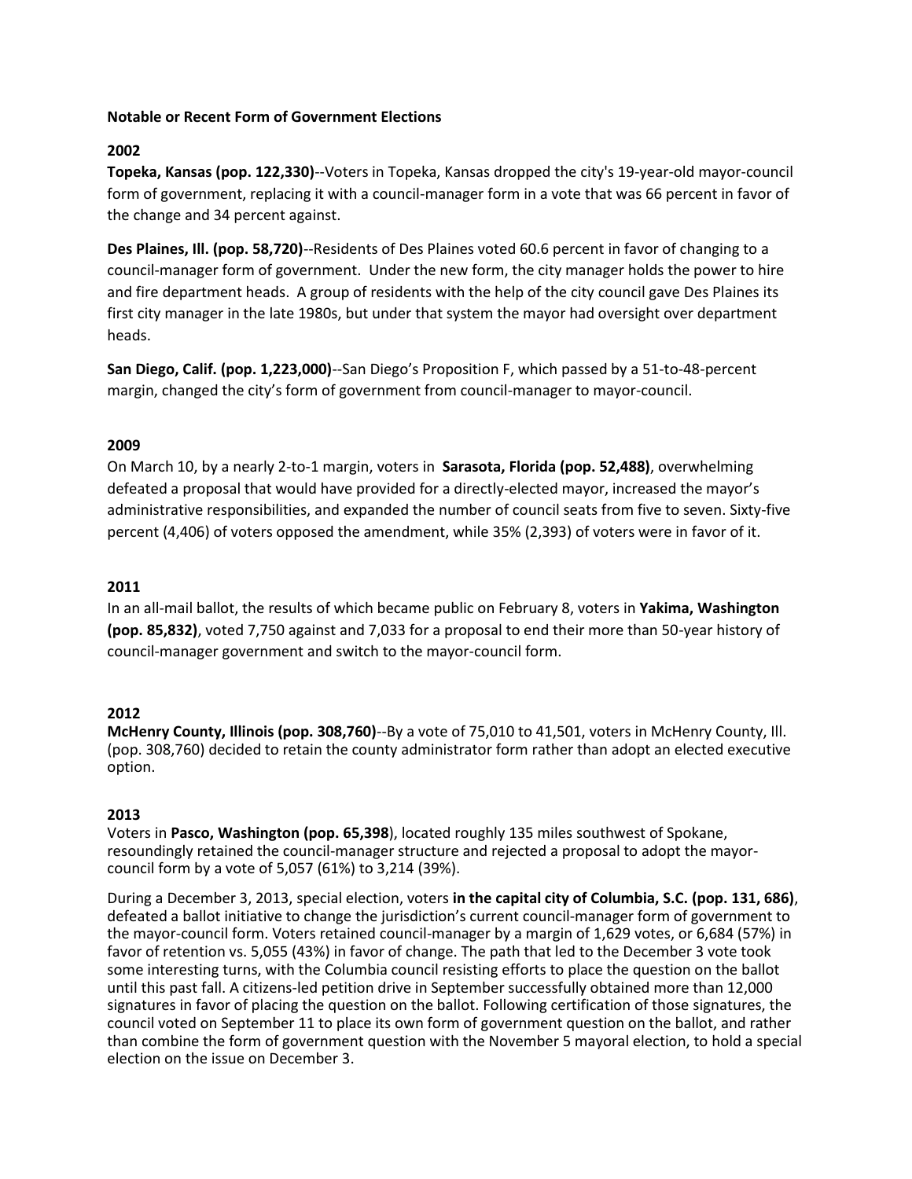**Notable or Recent Form of Government Elections**

**2002**

**Topeka, Kansas (pop. 122,330)**--Voters in Topeka, Kansas dropped the city's 19-year-old mayor-council form of government, replacing it with a council-manager form in a vote that was 66 percent in favor of the change and 34 percent against.

**Des Plaines, Ill. (pop. 58,720)**--Residents of Des Plaines voted 60.6 percent in favor of changing to a council-manager form of government. Under the new form, the city manager holds the power to hire and fire department heads. A group of residents with the help of the city council gave Des Plaines its first city manager in the late 1980s, but under that system the mayor had oversight over department heads.

**San Diego, Calif. (pop. 1,223,000)**--San Diego's Proposition F, which passed by a 51-to-48-percent margin, changed the city's form of government from council-manager to mayor-council.

**2009**

On March 10, by a nearly 2-to-1 margin, voters in **Sarasota, Florida (pop. 52,488)**, overwhelming defeated a proposal that would have provided for a directly-elected mayor, increased the mayor's administrative responsibilities, and expanded the number of council seats from five to seven. Sixty-five percent (4,406) of voters opposed the amendment, while 35% (2,393) of voters were in favor of it.

**2011**

In an all-mail ballot, the results of which became public on February 8, voters in **Yakima, Washington (pop. 85,832)**, voted 7,750 against and 7,033 for a proposal to end their more than 50-year history of council-manager government and switch to the mayor-council form.

**2012**

**McHenry County, Illinois (pop. 308,760)**--By a vote of 75,010 to 41,501, voters in McHenry County, Ill. (pop. 308,760) decided to retain the county administrator form rather than adopt an elected executive option.

**2013**

Voters in **Pasco, Washington (pop. 65,398**), located roughly 135 miles southwest of Spokane, resoundingly retained the council-manager structure and rejected a proposal to adopt the mayor-council form by a vote of 5,057 (61%) to 3,214 (39%).

During a December 3, 2013, special election, voters **in the capital city of Columbia, S.C. (pop. 131, 686)**, defeated a ballot initiative to change the jurisdiction's current council-manager form of government to the mayor-council form. Voters retained council-manager by a margin of 1,629 votes, or 6,684 (57%) in favor of retention vs. 5,055 (43%) in favor of change. The path that led to the December 3 vote took some interesting turns, with the Columbia council resisting efforts to place the question on the ballot until this past fall. A citizens-led petition drive in September successfully obtained more than 12,000 signatures in favor of placing the question on the ballot. Following certification of those signatures, the council voted on September 11 to place its own form of government question on the ballot, and rather than combine the form of government question with the November 5 mayoral election, to hold a special election on the issue on December 3.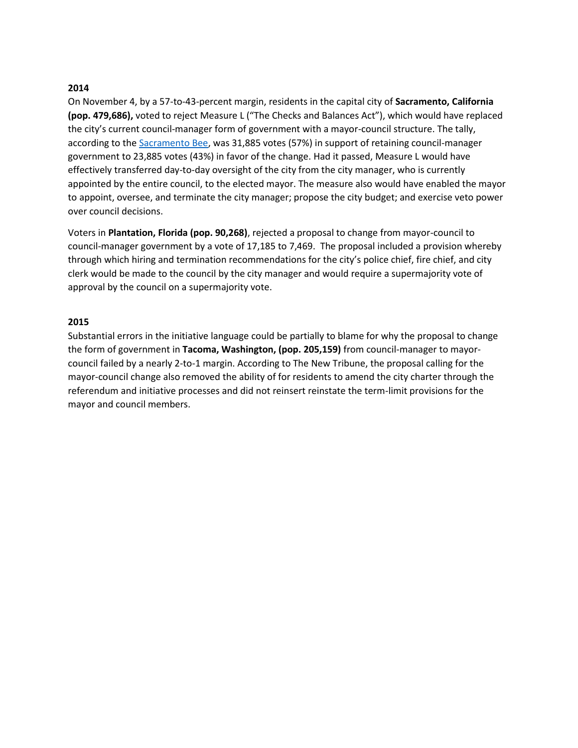**2014**

On November 4, by a 57-to-43-percent margin, residents in the capital city of **Sacramento, California (pop. 479,686),** voted to reject Measure L ("The Checks and Balances Act"), which would have replaced the city's current council-manager form of government with a mayor-council structure. The tally, according to the Sacramento Bee, was 31,885 votes (57%) in support of retaining council-manager government to 23,885 votes (43%) in favor of the change. Had it passed, Measure L would have effectively transferred day-to-day oversight of the city from the city manager, who is currently appointed by the entire council, to the elected mayor. The measure also would have enabled the mayor to appoint, oversee, and terminate the city manager; propose the city budget; and exercise veto power over council decisions.

Voters in **Plantation, Florida (pop. 90,268)**, rejected a proposal to change from mayor-council to council-manager government by a vote of 17,185 to 7,469. The proposal included a provision whereby through which hiring and termination recommendations for the city's police chief, fire chief, and city clerk would be made to the council by the city manager and would require a supermajority vote of approval by the council on a supermajority vote.

**2015**

Substantial errors in the initiative language could be partially to blame for why the proposal to change the form of government in **Tacoma, Washington, (pop. 205,159)** from council-manager to mayor-council failed by a nearly 2-to-1 margin. According to The New Tribune, the proposal calling for the mayor-council change also removed the ability of for residents to amend the city charter through the referendum and initiative processes and did not reinsert reinstate the term-limit provisions for the mayor and council members.